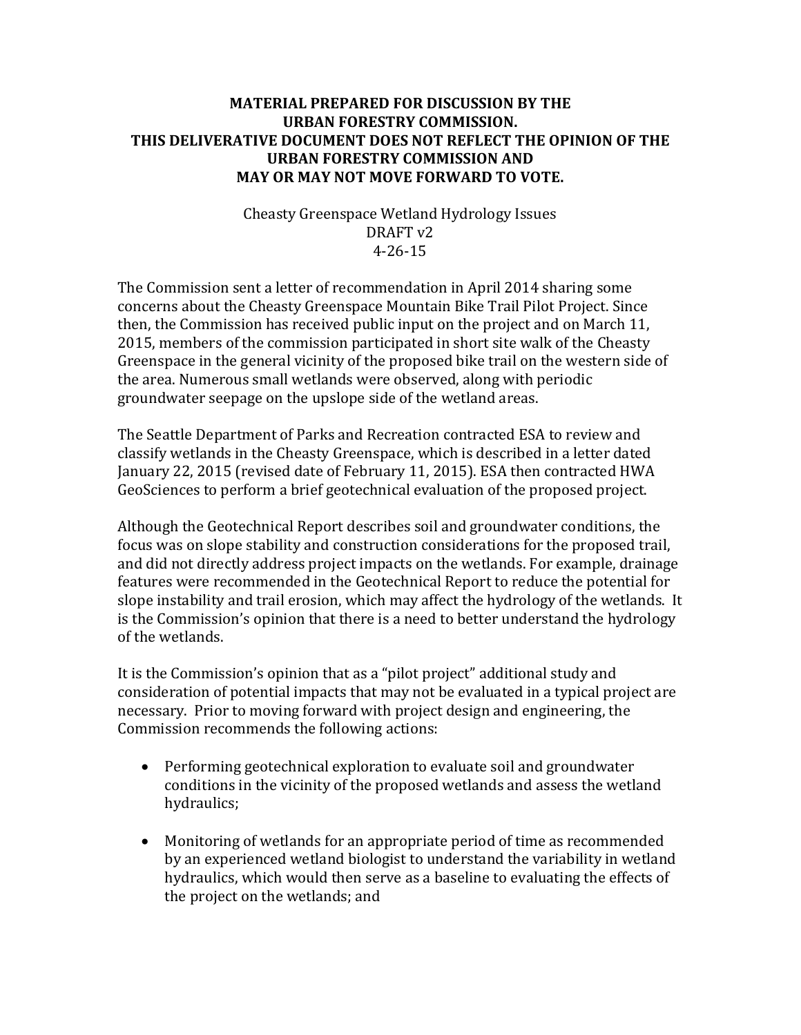**MATERIAL PREPARED FOR DISCUSSION BY THE URBAN FORESTRY COMMISSION.**
**THIS DELIVERATIVE DOCUMENT DOES NOT REFLECT THE OPINION OF THE URBAN FORESTRY COMMISSION AND MAY OR MAY NOT MOVE FORWARD TO VOTE.**

Cheasty Greenspace Wetland Hydrology Issues
DRAFT v2
4-26-15

The Commission sent a letter of recommendation in April 2014 sharing some concerns about the Cheasty Greenspace Mountain Bike Trail Pilot Project. Since then, the Commission has received public input on the project and on March 11, 2015, members of the commission participated in short site walk of the Cheasty Greenspace in the general vicinity of the proposed bike trail on the western side of the area. Numerous small wetlands were observed, along with periodic groundwater seepage on the upslope side of the wetland areas.

The Seattle Department of Parks and Recreation contracted ESA to review and classify wetlands in the Cheasty Greenspace, which is described in a letter dated January 22, 2015 (revised date of February 11, 2015). ESA then contracted HWA GeoSciences to perform a brief geotechnical evaluation of the proposed project.

Although the Geotechnical Report describes soil and groundwater conditions, the focus was on slope stability and construction considerations for the proposed trail, and did not directly address project impacts on the wetlands. For example, drainage features were recommended in the Geotechnical Report to reduce the potential for slope instability and trail erosion, which may affect the hydrology of the wetlands. It is the Commission's opinion that there is a need to better understand the hydrology of the wetlands.

It is the Commission's opinion that as a "pilot project" additional study and consideration of potential impacts that may not be evaluated in a typical project are necessary. Prior to moving forward with project design and engineering, the Commission recommends the following actions:

- Performing geotechnical exploration to evaluate soil and groundwater conditions in the vicinity of the proposed wetlands and assess the wetland hydraulics;
- Monitoring of wetlands for an appropriate period of time as recommended by an experienced wetland biologist to understand the variability in wetland hydraulics, which would then serve as a baseline to evaluating the effects of the project on the wetlands; and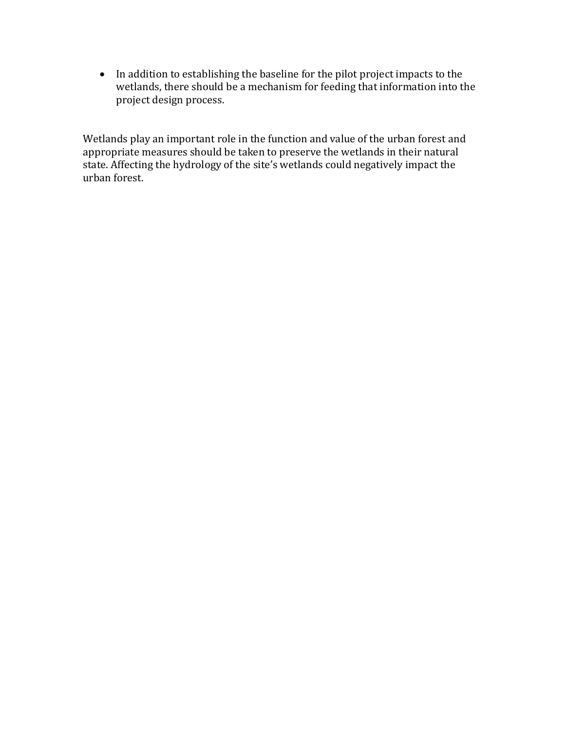- In addition to establishing the baseline for the pilot project impacts to the wetlands, there should be a mechanism for feeding that information into the project design process.

Wetlands play an important role in the function and value of the urban forest and appropriate measures should be taken to preserve the wetlands in their natural state. Affecting the hydrology of the site's wetlands could negatively impact the urban forest.